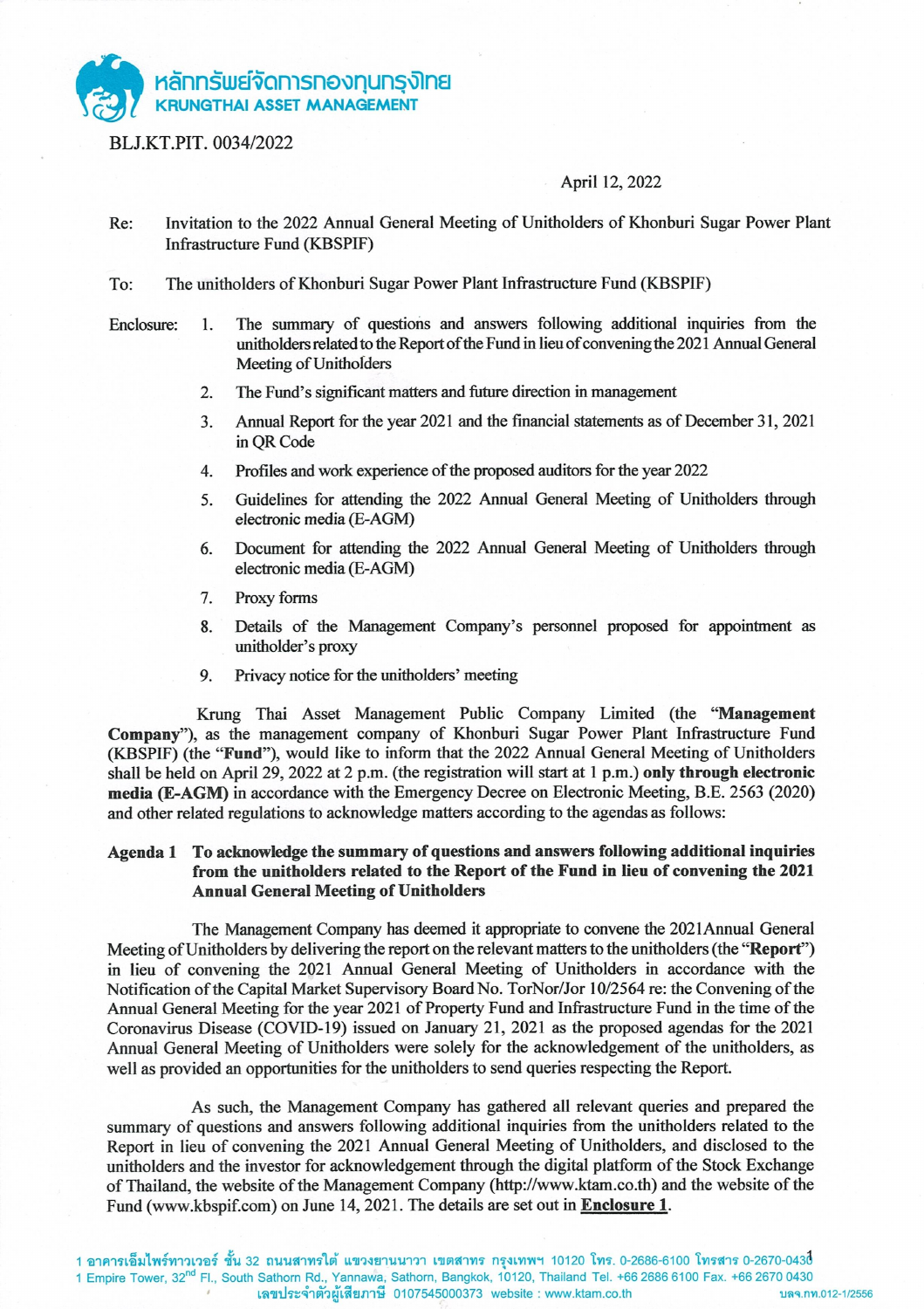หลักทรัพย์จัดการกองทุนกรุงไทย
KRUNGTHAI ASSET MANAGEMENT

BLJ.KT.PIT. 0034/2022

April 12, 2022

Re: Invitation to the 2022 Annual General Meeting of Unitholders of Khonburi Sugar Power Plant Infrastructure Fund (KBSPIF)

To: The unitholders of Khonburi Sugar Power Plant Infrastructure Fund (KBSPIF)

Enclosure:
1. The summary of questions and answers following additional inquiries from the unitholders related to the Report of the Fund in lieu of convening the 2021 Annual General Meeting of Unitholders
2. The Fund's significant matters and future direction in management
3. Annual Report for the year 2021 and the financial statements as of December 31, 2021 in QR Code
4. Profiles and work experience of the proposed auditors for the year 2022
5. Guidelines for attending the 2022 Annual General Meeting of Unitholders through electronic media (E-AGM)
6. Document for attending the 2022 Annual General Meeting of Unitholders through electronic media (E-AGM)
7. Proxy forms
8. Details of the Management Company's personnel proposed for appointment as unitholder's proxy
9. Privacy notice for the unitholders' meeting

Krung Thai Asset Management Public Company Limited (the "**Management Company**"), as the management company of Khonburi Sugar Power Plant Infrastructure Fund (KBSPIF) (the "**Fund**"), would like to inform that the 2022 Annual General Meeting of Unitholders shall be held on April 29, 2022 at 2 p.m. (the registration will start at 1 p.m.) **only through electronic media (E-AGM)** in accordance with the Emergency Decree on Electronic Meeting, B.E. 2563 (2020) and other related regulations to acknowledge matters according to the agendas as follows:

**Agenda 1 To acknowledge the summary of questions and answers following additional inquiries from the unitholders related to the Report of the Fund in lieu of convening the 2021 Annual General Meeting of Unitholders**

The Management Company has deemed it appropriate to convene the 2021Annual General Meeting of Unitholders by delivering the report on the relevant matters to the unitholders (the "**Report**") in lieu of convening the 2021 Annual General Meeting of Unitholders in accordance with the Notification of the Capital Market Supervisory Board No. TorNor/Jor 10/2564 re: the Convening of the Annual General Meeting for the year 2021 of Property Fund and Infrastructure Fund in the time of the Coronavirus Disease (COVID-19) issued on January 21, 2021 as the proposed agendas for the 2021 Annual General Meeting of Unitholders were solely for the acknowledgement of the unitholders, as well as provided an opportunities for the unitholders to send queries respecting the Report.

As such, the Management Company has gathered all relevant queries and prepared the summary of questions and answers following additional inquiries from the unitholders related to the Report in lieu of convening the 2021 Annual General Meeting of Unitholders, and disclosed to the unitholders and the investor for acknowledgement through the digital platform of the Stock Exchange of Thailand, the website of the Management Company (http://www.ktam.co.th) and the website of the Fund (www.kbspif.com) on June 14, 2021. The details are set out in **Enclosure 1**.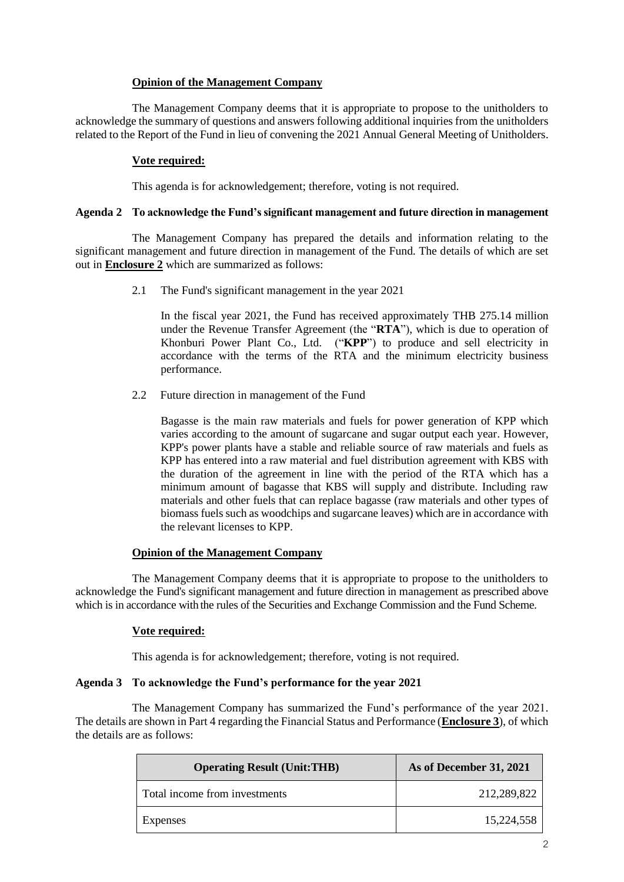**Opinion of the Management Company**

The Management Company deems that it is appropriate to propose to the unitholders to acknowledge the summary of questions and answers following additional inquiries from the unitholders related to the Report of the Fund in lieu of convening the 2021 Annual General Meeting of Unitholders.

**Vote required:**

This agenda is for acknowledgement; therefore, voting is not required.

**Agenda 2 To acknowledge the Fund's significant management and future direction in management**

The Management Company has prepared the details and information relating to the significant management and future direction in management of the Fund. The details of which are set out in **Enclosure 2** which are summarized as follows:

2.1 The Fund's significant management in the year 2021

In the fiscal year 2021, the Fund has received approximately THB 275.14 million under the Revenue Transfer Agreement (the "**RTA**"), which is due to operation of Khonburi Power Plant Co., Ltd. ("**KPP**") to produce and sell electricity in accordance with the terms of the RTA and the minimum electricity business performance.

2.2 Future direction in management of the Fund

Bagasse is the main raw materials and fuels for power generation of KPP which varies according to the amount of sugarcane and sugar output each year. However, KPP's power plants have a stable and reliable source of raw materials and fuels as KPP has entered into a raw material and fuel distribution agreement with KBS with the duration of the agreement in line with the period of the RTA which has a minimum amount of bagasse that KBS will supply and distribute. Including raw materials and other fuels that can replace bagasse (raw materials and other types of biomass fuels such as woodchips and sugarcane leaves) which are in accordance with the relevant licenses to KPP.

**Opinion of the Management Company**

The Management Company deems that it is appropriate to propose to the unitholders to acknowledge the Fund's significant management and future direction in management as prescribed above which is in accordance with the rules of the Securities and Exchange Commission and the Fund Scheme.

**Vote required:**

This agenda is for acknowledgement; therefore, voting is not required.

**Agenda 3 To acknowledge the Fund's performance for the year 2021**

The Management Company has summarized the Fund's performance of the year 2021. The details are shown in Part 4 regarding the Financial Status and Performance (**Enclosure 3**), of which the details are as follows:

| Operating Result (Unit:THB) | As of December 31, 2021 |
|---|---|
| Total income from investments | 212,289,822 |
| Expenses | 15,224,558 |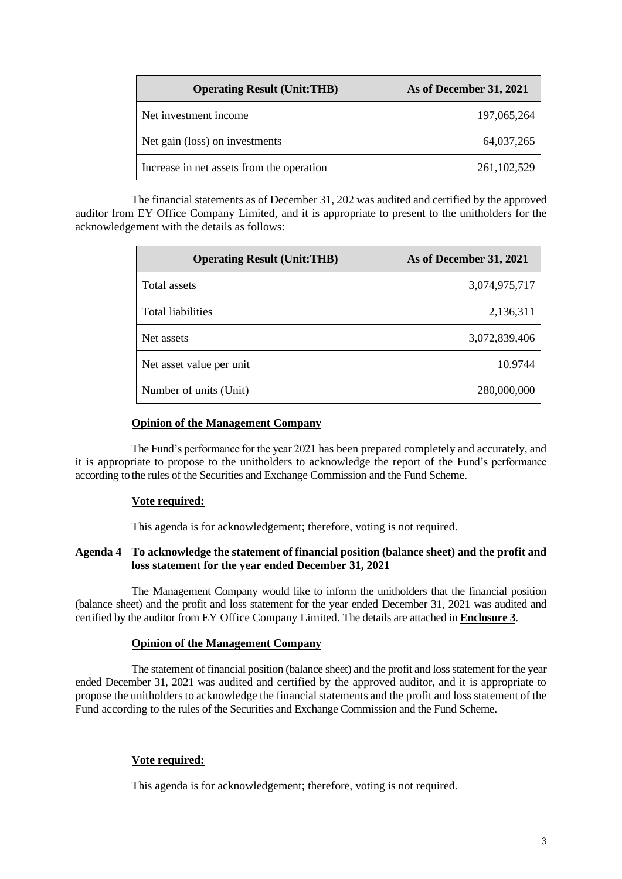| Operating Result (Unit:THB) | As of December 31, 2021 |
|---|---|
| Net investment income | 197,065,264 |
| Net gain (loss) on investments | 64,037,265 |
| Increase in net assets from the operation | 261,102,529 |

The financial statements as of December 31, 202 was audited and certified by the approved auditor from EY Office Company Limited, and it is appropriate to present to the unitholders for the acknowledgement with the details as follows:

| Operating Result (Unit:THB) | As of December 31, 2021 |
|---|---|
| Total assets | 3,074,975,717 |
| Total liabilities | 2,136,311 |
| Net assets | 3,072,839,406 |
| Net asset value per unit | 10.9744 |
| Number of units (Unit) | 280,000,000 |

**Opinion of the Management Company**

The Fund's performance for the year 2021 has been prepared completely and accurately, and it is appropriate to propose to the unitholders to acknowledge the report of the Fund's performance according to the rules of the Securities and Exchange Commission and the Fund Scheme.

**Vote required:**

This agenda is for acknowledgement; therefore, voting is not required.

**Agenda 4 To acknowledge the statement of financial position (balance sheet) and the profit and loss statement for the year ended December 31, 2021**

The Management Company would like to inform the unitholders that the financial position (balance sheet) and the profit and loss statement for the year ended December 31, 2021 was audited and certified by the auditor from EY Office Company Limited. The details are attached in **Enclosure 3**.

**Opinion of the Management Company**

The statement of financial position (balance sheet) and the profit and loss statement for the year ended December 31, 2021 was audited and certified by the approved auditor, and it is appropriate to propose the unitholders to acknowledge the financial statements and the profit and loss statement of the Fund according to the rules of the Securities and Exchange Commission and the Fund Scheme.

**Vote required:**

This agenda is for acknowledgement; therefore, voting is not required.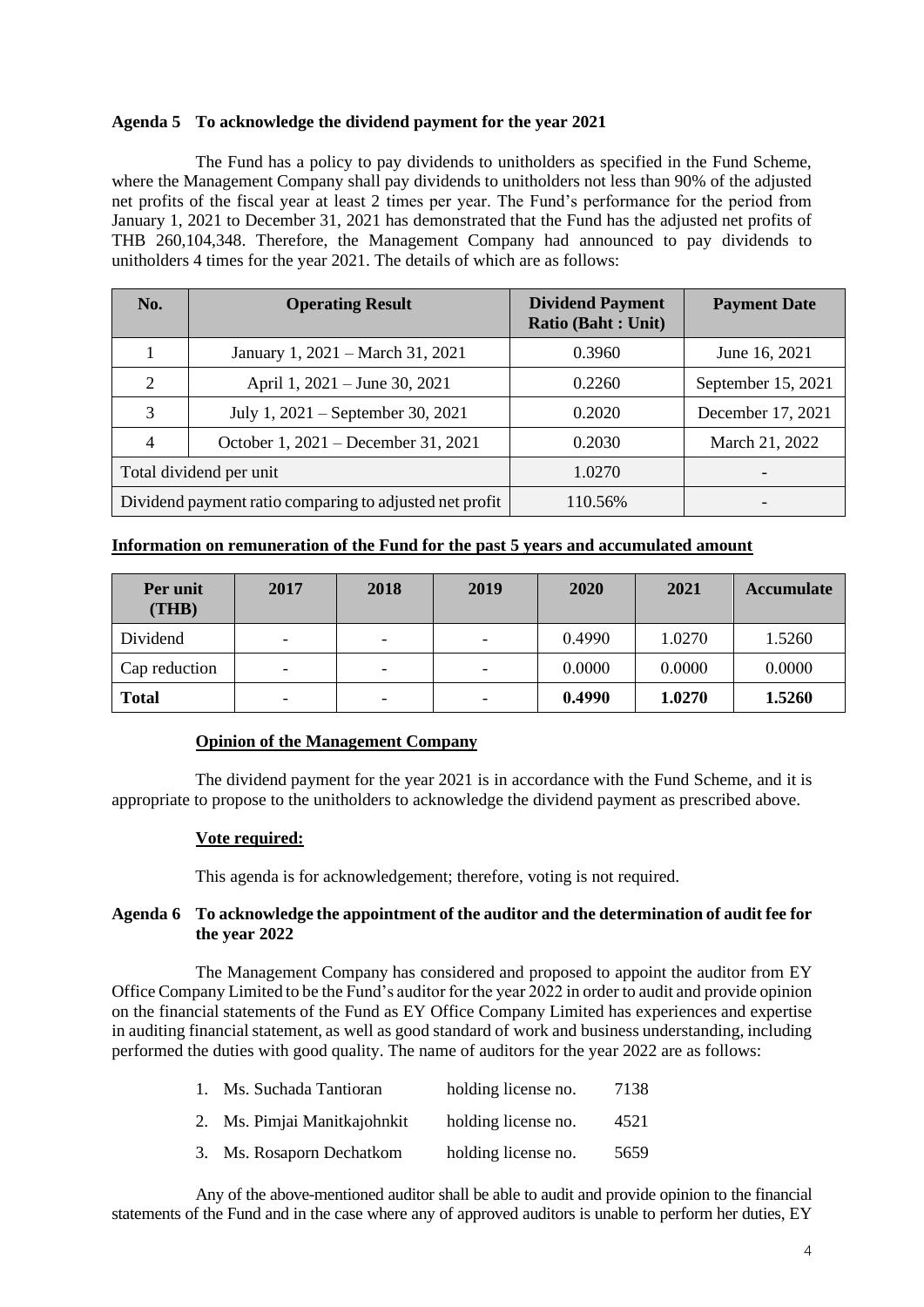**Agenda 5 To acknowledge the dividend payment for the year 2021**

The Fund has a policy to pay dividends to unitholders as specified in the Fund Scheme, where the Management Company shall pay dividends to unitholders not less than 90% of the adjusted net profits of the fiscal year at least 2 times per year. The Fund's performance for the period from January 1, 2021 to December 31, 2021 has demonstrated that the Fund has the adjusted net profits of THB 260,104,348. Therefore, the Management Company had announced to pay dividends to unitholders 4 times for the year 2021. The details of which are as follows:

| No. | Operating Result | Dividend Payment Ratio (Baht : Unit) | Payment Date |
|---|---|---|---|
| 1 | January 1, 2021 – March 31, 2021 | 0.3960 | June 16, 2021 |
| 2 | April 1, 2021 – June 30, 2021 | 0.2260 | September 15, 2021 |
| 3 | July 1, 2021 – September 30, 2021 | 0.2020 | December 17, 2021 |
| 4 | October 1, 2021 – December 31, 2021 | 0.2030 | March 21, 2022 |
| Total dividend per unit | | 1.0270 | - |
| Dividend payment ratio comparing to adjusted net profit | | 110.56% | - |

**<u>Information on remuneration of the Fund for the past 5 years and accumulated amount</u>**

| Per unit (THB) | 2017 | 2018 | 2019 | 2020 | 2021 | Accumulate |
|---|---|---|---|---|---|---|
| Dividend | - | - | - | 0.4990 | 1.0270 | 1.5260 |
| Cap reduction | - | - | - | 0.0000 | 0.0000 | 0.0000 |
| **Total** | - | - | - | **0.4990** | **1.0270** | **1.5260** |

**<u>Opinion of the Management Company</u>**

The dividend payment for the year 2021 is in accordance with the Fund Scheme, and it is appropriate to propose to the unitholders to acknowledge the dividend payment as prescribed above.

**<u>Vote required:</u>**

This agenda is for acknowledgement; therefore, voting is not required.

**Agenda 6 To acknowledge the appointment of the auditor and the determination of audit fee for the year 2022**

The Management Company has considered and proposed to appoint the auditor from EY Office Company Limited to be the Fund's auditor for the year 2022 in order to audit and provide opinion on the financial statements of the Fund as EY Office Company Limited has experiences and expertise in auditing financial statement, as well as good standard of work and business understanding, including performed the duties with good quality. The name of auditors for the year 2022 are as follows:

1. Ms. Suchada Tantioran holding license no. 7138
2. Ms. Pimjai Manitkajohnkit holding license no. 4521
3. Ms. Rosaporn Dechatkom holding license no. 5659

Any of the above-mentioned auditor shall be able to audit and provide opinion to the financial statements of the Fund and in the case where any of approved auditors is unable to perform her duties, EY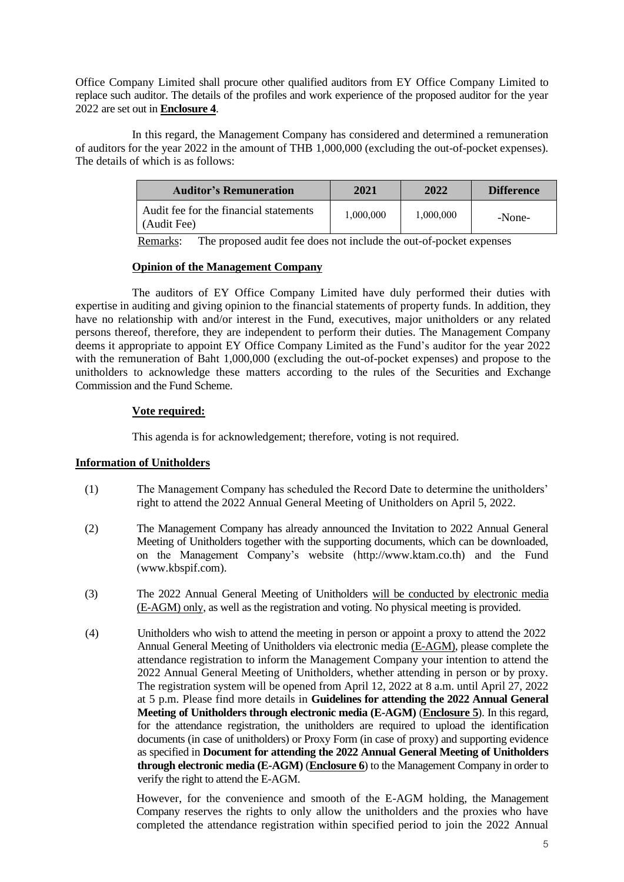Office Company Limited shall procure other qualified auditors from EY Office Company Limited to replace such auditor. The details of the profiles and work experience of the proposed auditor for the year 2022 are set out in **Enclosure 4**.

In this regard, the Management Company has considered and determined a remuneration of auditors for the year 2022 in the amount of THB 1,000,000 (excluding the out-of-pocket expenses). The details of which is as follows:

| Auditor's Remuneration | 2021 | 2022 | Difference |
|---|---|---|---|
| Audit fee for the financial statements (Audit Fee) | 1,000,000 | 1,000,000 | -None- |

Remarks: The proposed audit fee does not include the out-of-pocket expenses

**Opinion of the Management Company**

The auditors of EY Office Company Limited have duly performed their duties with expertise in auditing and giving opinion to the financial statements of property funds. In addition, they have no relationship with and/or interest in the Fund, executives, major unitholders or any related persons thereof, therefore, they are independent to perform their duties. The Management Company deems it appropriate to appoint EY Office Company Limited as the Fund's auditor for the year 2022 with the remuneration of Baht 1,000,000 (excluding the out-of-pocket expenses) and propose to the unitholders to acknowledge these matters according to the rules of the Securities and Exchange Commission and the Fund Scheme.

**Vote required:**

This agenda is for acknowledgement; therefore, voting is not required.

**Information of Unitholders**

(1) The Management Company has scheduled the Record Date to determine the unitholders' right to attend the 2022 Annual General Meeting of Unitholders on April 5, 2022.

(2) The Management Company has already announced the Invitation to 2022 Annual General Meeting of Unitholders together with the supporting documents, which can be downloaded, on the Management Company's website (http://www.ktam.co.th) and the Fund (www.kbspif.com).

(3) The 2022 Annual General Meeting of Unitholders will be conducted by electronic media (E-AGM) only, as well as the registration and voting. No physical meeting is provided.

(4) Unitholders who wish to attend the meeting in person or appoint a proxy to attend the 2022 Annual General Meeting of Unitholders via electronic media (E-AGM), please complete the attendance registration to inform the Management Company your intention to attend the 2022 Annual General Meeting of Unitholders, whether attending in person or by proxy. The registration system will be opened from April 12, 2022 at 8 a.m. until April 27, 2022 at 5 p.m. Please find more details in **Guidelines for attending the 2022 Annual General Meeting of Unitholders through electronic media (E-AGM)** (**Enclosure 5**). In this regard, for the attendance registration, the unitholders are required to upload the identification documents (in case of unitholders) or Proxy Form (in case of proxy) and supporting evidence as specified in **Document for attending the 2022 Annual General Meeting of Unitholders through electronic media (E-AGM)** (**Enclosure 6**) to the Management Company in order to verify the right to attend the E-AGM.

However, for the convenience and smooth of the E-AGM holding, the Management Company reserves the rights to only allow the unitholders and the proxies who have completed the attendance registration within specified period to join the 2022 Annual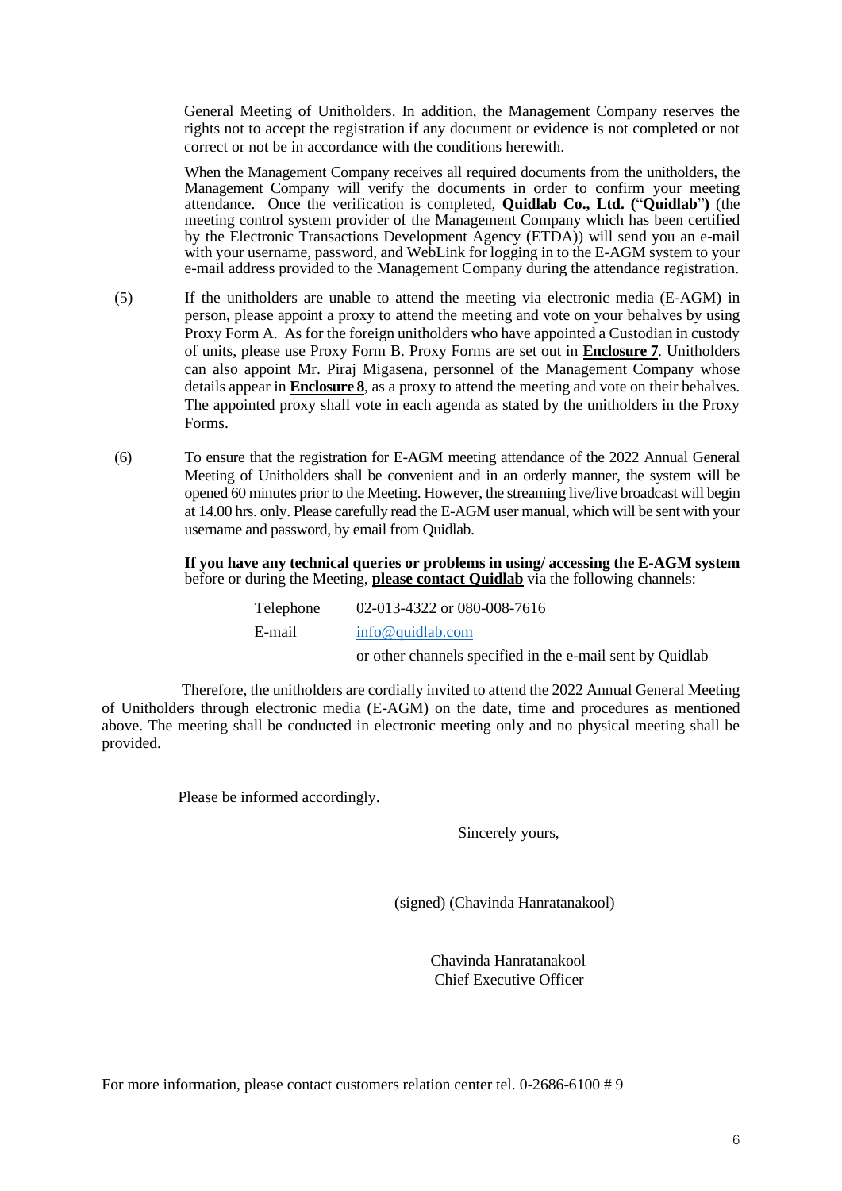General Meeting of Unitholders. In addition, the Management Company reserves the rights not to accept the registration if any document or evidence is not completed or not correct or not be in accordance with the conditions herewith.

When the Management Company receives all required documents from the unitholders, the Management Company will verify the documents in order to confirm your meeting attendance. Once the verification is completed, **Quidlab Co., Ltd. (**"**Quidlab**"**)** (the meeting control system provider of the Management Company which has been certified by the Electronic Transactions Development Agency (ETDA)) will send you an e-mail with your username, password, and WebLink for logging in to the E-AGM system to your e-mail address provided to the Management Company during the attendance registration.

(5) If the unitholders are unable to attend the meeting via electronic media (E-AGM) in person, please appoint a proxy to attend the meeting and vote on your behalves by using Proxy Form A. As for the foreign unitholders who have appointed a Custodian in custody of units, please use Proxy Form B. Proxy Forms are set out in **Enclosure 7**. Unitholders can also appoint Mr. Piraj Migasena, personnel of the Management Company whose details appear in **Enclosure 8**, as a proxy to attend the meeting and vote on their behalves. The appointed proxy shall vote in each agenda as stated by the unitholders in the Proxy Forms.

(6) To ensure that the registration for E-AGM meeting attendance of the 2022 Annual General Meeting of Unitholders shall be convenient and in an orderly manner, the system will be opened 60 minutes prior to the Meeting. However, the streaming live/live broadcast will begin at 14.00 hrs. only. Please carefully read the E-AGM user manual, which will be sent with your username and password, by email from Quidlab.

**If you have any technical queries or problems in using/ accessing the E-AGM system** before or during the Meeting, **please contact Quidlab** via the following channels:

| | |
|---|---|
| Telephone | 02-013-4322 or 080-008-7616 |
| E-mail | info@quidlab.com |
| | or other channels specified in the e-mail sent by Quidlab |

Therefore, the unitholders are cordially invited to attend the 2022 Annual General Meeting of Unitholders through electronic media (E-AGM) on the date, time and procedures as mentioned above. The meeting shall be conducted in electronic meeting only and no physical meeting shall be provided.

Please be informed accordingly.

Sincerely yours,

(signed) (Chavinda Hanratanakool)

Chavinda Hanratanakool
Chief Executive Officer

For more information, please contact customers relation center tel. 0-2686-6100 # 9